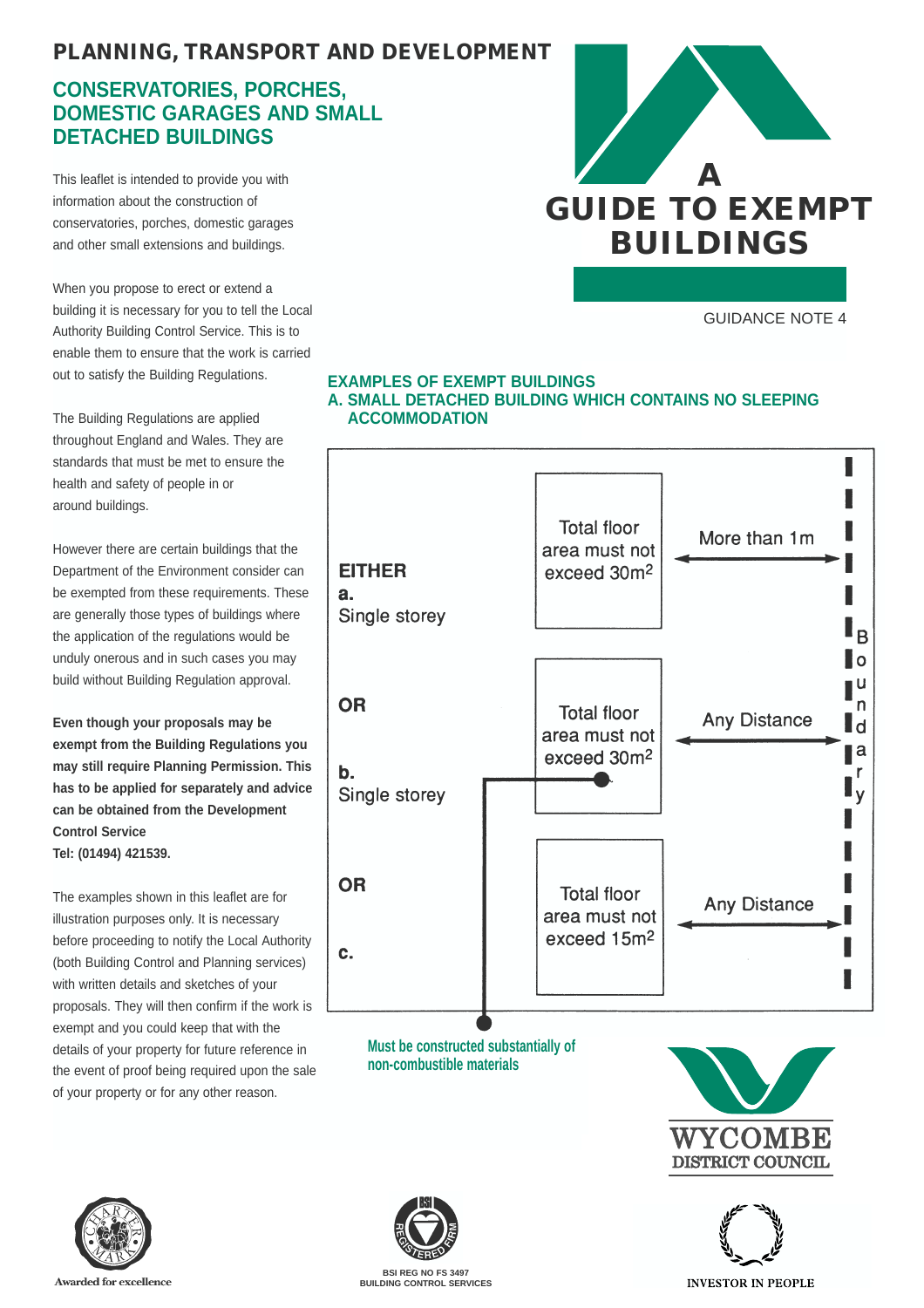# PLANNING, TRANSPORT AND DEVELOPMENT

## CONSERVATORIES, PORCHES, DOMESTIC GARAGES AND SMALL DETACHED BUILDINGS

# A GUIDE TO EXEMPT BUILDINGS

GUIDANCE NOTE 4

This leaflet is intended to provide you with information about the construction of conservatories, porches, domestic garages and other small extensions and buildings.

When you propose to erect or extend a building it is necessary for you to tell the Local Authority Building Control Service. This is to enable them to ensure that the work is carried out to satisfy the Building Regulations.

The Building Regulations are applied throughout England and Wales. They are standards that must be met to ensure the health and safety of people in or around buildings.

However there are certain buildings that the Department of the Environment consider can be exempted from these requirements. These are generally those types of buildings where the application of the regulations would be unduly onerous and in such cases you may build without Building Regulation approval.

**Even though your proposals may be exempt from the Building Regulations you may still require Planning Permission. This has to be applied for separately and advice can be obtained from the Development Control Service**
**Tel: (01494) 421539.**

The examples shown in this leaflet are for illustration purposes only. It is necessary before proceeding to notify the Local Authority (both Building Control and Planning services) with written details and sketches of your proposals. They will then confirm if the work is exempt and you could keep that with the details of your property for future reference in the event of proof being required upon the sale of your property or for any other reason.

### EXAMPLES OF EXEMPT BUILDINGS
### A. SMALL DETACHED BUILDING WHICH CONTAINS NO SLEEPING ACCOMMODATION

| | Building | Distance to Boundary |
|---|---|---|
| **EITHER** **a.** Single storey | Total floor area must not exceed $30m^2$ | More than 1m |
| **OR** **b.** Single storey | Total floor area must not exceed $30m^2$ | Any Distance |
| **OR** **c.** | Total floor area must not exceed $15m^2$ | Any Distance |

Must be constructed substantially of non-combustible materials (applies to b.)

WYCOMBE DISTRICT COUNCIL

Awarded for excellence

BSI REG NO FS 3497
BUILDING CONTROL SERVICES

INVESTOR IN PEOPLE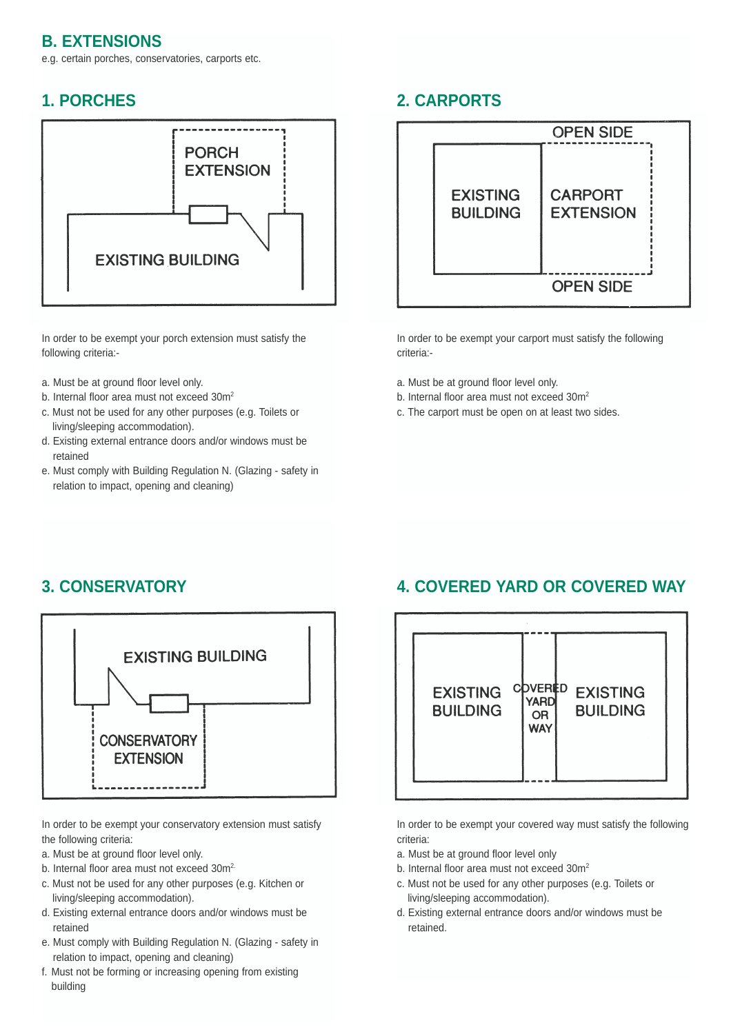## B. EXTENSIONS

e.g. certain porches, conservatories, carports etc.

### 1. PORCHES

In order to be exempt your porch extension must satisfy the following criteria:-

a. Must be at ground floor level only.
b. Internal floor area must not exceed 30m$^2$
c. Must not be used for any other purposes (e.g. Toilets or living/sleeping accommodation).
d. Existing external entrance doors and/or windows must be retained
e. Must comply with Building Regulation N. (Glazing - safety in relation to impact, opening and cleaning)

### 2. CARPORTS

In order to be exempt your carport must satisfy the following criteria:-

a. Must be at ground floor level only.
b. Internal floor area must not exceed 30m$^2$
c. The carport must be open on at least two sides.

### 3. CONSERVATORY

In order to be exempt your conservatory extension must satisfy the following criteria:

a. Must be at ground floor level only.
b. Internal floor area must not exceed 30m$^2$.
c. Must not be used for any other purposes (e.g. Kitchen or living/sleeping accommodation).
d. Existing external entrance doors and/or windows must be retained
e. Must comply with Building Regulation N. (Glazing - safety in relation to impact, opening and cleaning)
f. Must not be forming or increasing opening from existing building

### 4. COVERED YARD OR COVERED WAY

In order to be exempt your covered way must satisfy the following criteria:

a. Must be at ground floor level only
b. Internal floor area must not exceed 30m$^2$
c. Must not be used for any other purposes (e.g. Toilets or living/sleeping accommodation).
d. Existing external entrance doors and/or windows must be retained.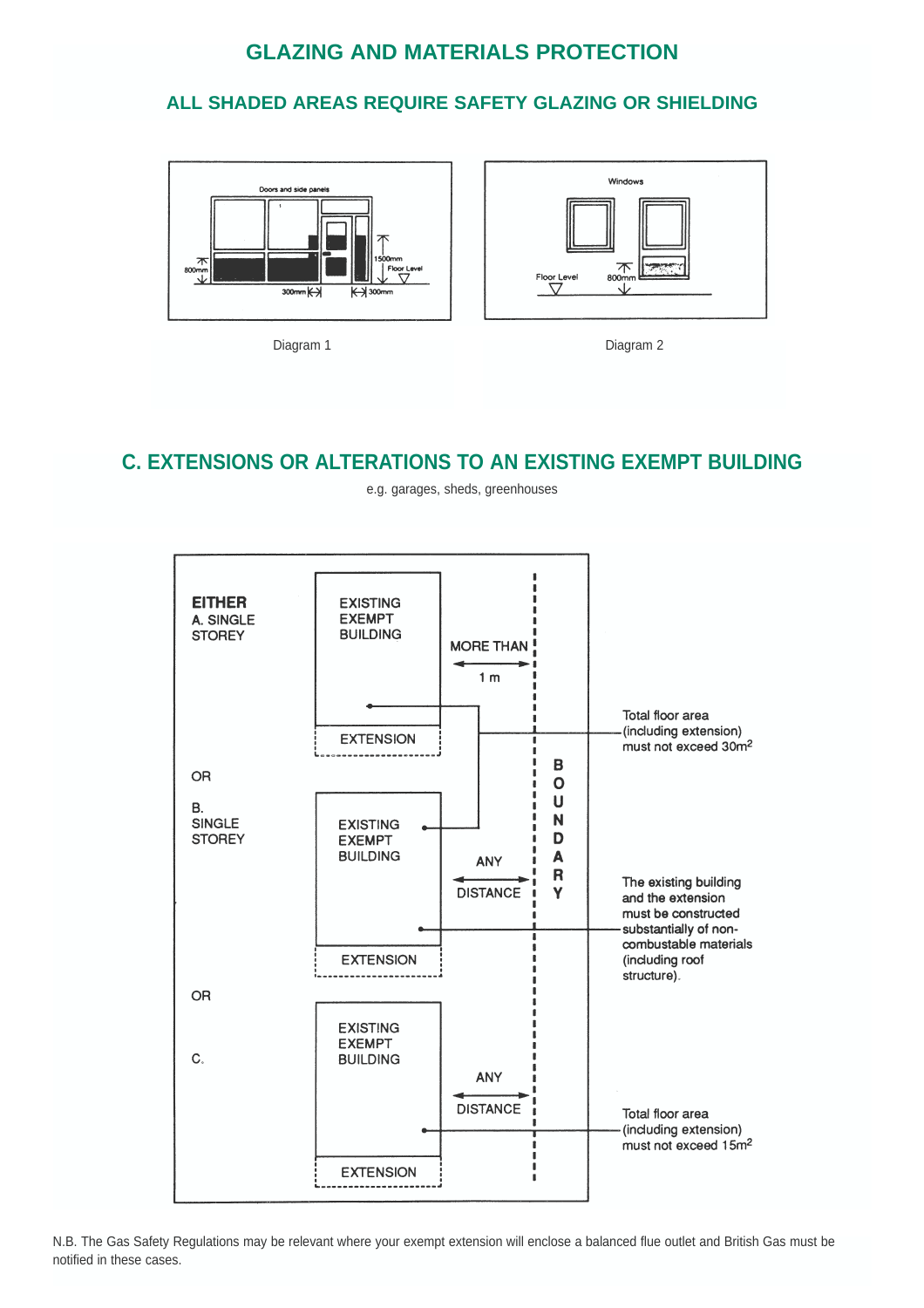## GLAZING AND MATERIALS PROTECTION

### ALL SHADED AREAS REQUIRE SAFETY GLAZING OR SHIELDING

Doors and side panels

800mm

1500mm

Floor Level

300mm

300mm

Diagram 1

Windows

Floor Level

800mm

Diagram 2

## C. EXTENSIONS OR ALTERATIONS TO AN EXISTING EXEMPT BUILDING

e.g. garages, sheds, greenhouses

**EITHER**
A. SINGLE STOREY

EXISTING EXEMPT BUILDING

EXTENSION

MORE THAN 1 m

OR

B. SINGLE STOREY

EXISTING EXEMPT BUILDING

EXTENSION

ANY DISTANCE

OR

C.

EXISTING EXEMPT BUILDING

EXTENSION

ANY DISTANCE

BOUNDARY

Total floor area (including extension) must not exceed $30m^2$

The existing building and the extension must be constructed substantially of non-combustable materials (including roof structure).

Total floor area (including extension) must not exceed $15m^2$

N.B. The Gas Safety Regulations may be relevant where your exempt extension will enclose a balanced flue outlet and British Gas must be notified in these cases.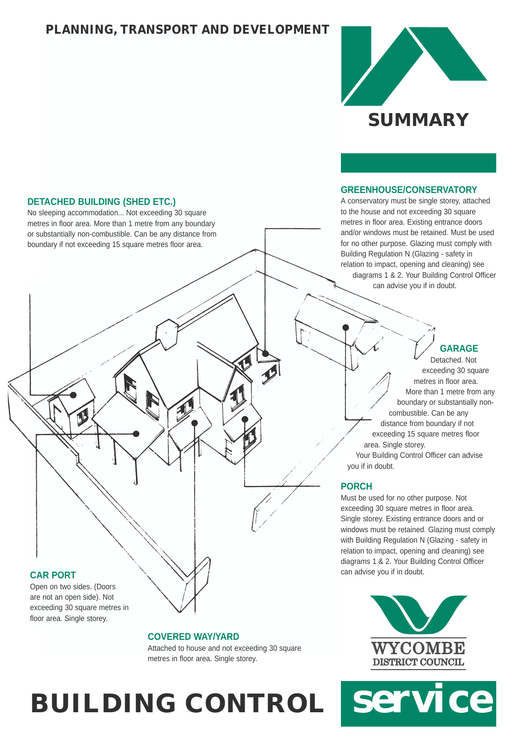PLANNING, TRANSPORT AND DEVELOPMENT

# SUMMARY

### DETACHED BUILDING (SHED ETC.)

No sleeping accommodation... Not exceeding 30 square metres in floor area. More than 1 metre from any boundary or substantially non-combustible. Can be any distance from boundary if not exceeding 15 square metres floor area.

### GREENHOUSE/CONSERVATORY

A conservatory must be single storey, attached to the house and not exceeding 30 square metres in floor area. Existing entrance doors and/or windows must be retained. Must be used for no other purpose. Glazing must comply with Building Regulation N (Glazing - safety in relation to impact, opening and cleaning) see diagrams 1 & 2. Your Building Control Officer can advise you if in doubt.

### GARAGE

Detached. Not exceeding 30 square metres in floor area. More than 1 metre from any boundary or substantially non-combustible. Can be any distance from boundary if not exceeding 15 square metres floor area. Single storey. Your Building Control Officer can advise you if in doubt.

### PORCH

Must be used for no other purpose. Not exceeding 30 square metres in floor area. Single storey. Existing entrance doors and or windows must be retained. Glazing must comply with Building Regulation N (Glazing - safety in relation to impact, opening and cleaning) see diagrams 1 & 2. Your Building Control Officer can advise you if in doubt.

### CAR PORT

Open on two sides. (Doors are not an open side). Not exceeding 30 square metres in floor area. Single storey.

### COVERED WAY/YARD

Attached to house and not exceeding 30 square metres in floor area. Single storey.

WYCOMBE DISTRICT COUNCIL

# BUILDING CONTROL service